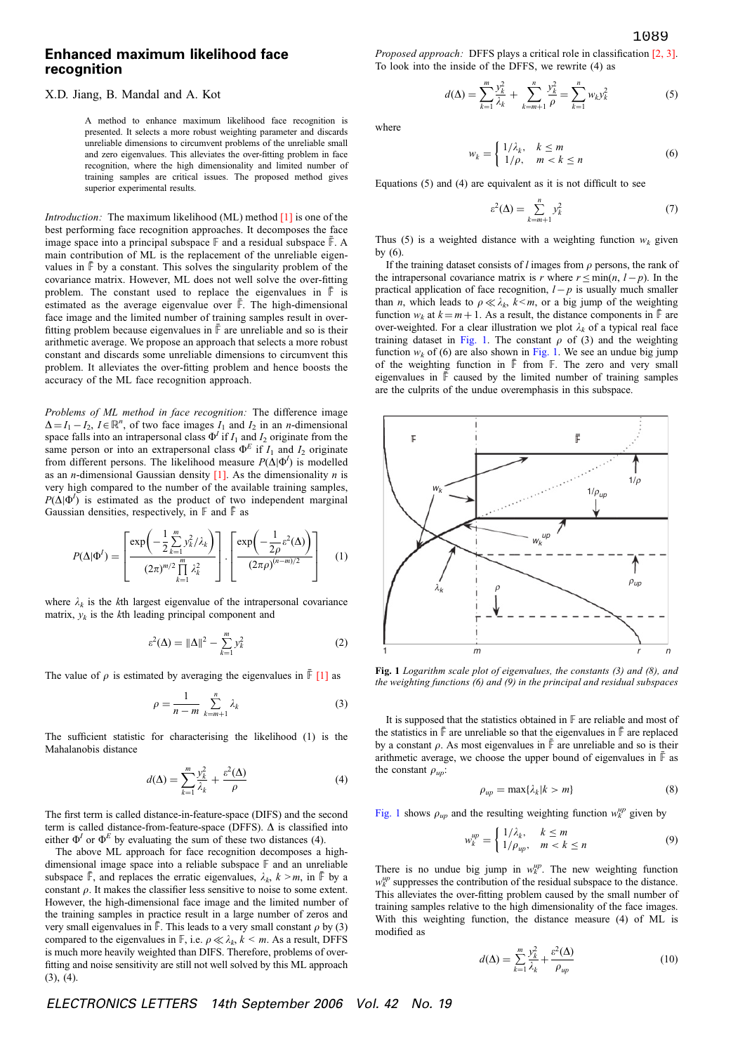# Enhanced maximum likelihood face recognition

X.D. Jiang, B. Mandal and A. Kot

A method to enhance maximum likelihood face recognition is presented. It selects a more robust weighting parameter and discards unreliable dimensions to circumvent problems of the unreliable small and zero eigenvalues. This alleviates the over-fitting problem in face recognition, where the high dimensionality and limited number of training samples are critical issues. The proposed method gives superior experimental results.

*Introduction:* The maximum likelihood (ML) method [1] is one of the best performing face recognition approaches. It decomposes the face image space into a principal subspace $\mathbb{F}$ and a residual subspace $\bar{\mathbb{F}}$. A main contribution of ML is the replacement of the unreliable eigenvalues in $\bar{\mathbb{F}}$ by a constant. This solves the singularity problem of the covariance matrix. However, ML does not well solve the over-fitting problem. The constant used to replace the eigenvalues in $\bar{\mathbb{F}}$ is estimated as the average eigenvalue over $\bar{\mathbb{F}}$. The high-dimensional face image and the limited number of training samples result in over-fitting problem because eigenvalues in $\bar{\mathbb{F}}$ are unreliable and so is their arithmetic average. We propose an approach that selects a more robust constant and discards some unreliable dimensions to circumvent this problem. It alleviates the over-fitting problem and hence boosts the accuracy of the ML face recognition approach.

*Problems of ML method in face recognition:* The difference image $\Delta = I_1 - I_2$, $I \in \mathbb{R}^n$, of two face images $I_1$ and $I_2$ in an $n$-dimensional space falls into an intrapersonal class $\Phi^I$ if $I_1$ and $I_2$ originate from the same person or into an extrapersonal class $\Phi^E$ if $I_1$ and $I_2$ originate from different persons. The likelihood measure $P(\Delta|\Phi^I)$ is modelled as an $n$-dimensional Gaussian density [1]. As the dimensionality $n$ is very high compared to the number of the available training samples, $P(\Delta|\Phi^I)$ is estimated as the product of two independent marginal Gaussian densities, respectively, in $\mathbb{F}$ and $\bar{\mathbb{F}}$ as

$$P(\Delta|\Phi^I) = \left[\frac{\exp\left(-\frac{1}{2}\sum_{k=1}^{m} y_k^2/\lambda_k\right)}{(2\pi)^{m/2}\prod_{k=1}^{m}\lambda_k^{\frac{1}{2}}}\right]\cdot\left[\frac{\exp\left(-\frac{1}{2\rho}\varepsilon^2(\Delta)\right)}{(2\pi\rho)^{(n-m)/2}}\right] \quad (1)$$

where $\lambda_k$ is the $k$th largest eigenvalue of the intrapersonal covariance matrix, $y_k$ is the $k$th leading principal component and

$$\varepsilon^2(\Delta) = \|\Delta\|^2 - \sum_{k=1}^{m} y_k^2 \quad (2)$$

The value of $\rho$ is estimated by averaging the eigenvalues in $\bar{\mathbb{F}}$ [1] as

$$\rho = \frac{1}{n-m}\sum_{k=m+1}^{n}\lambda_k \quad (3)$$

The sufficient statistic for characterising the likelihood (1) is the Mahalanobis distance

$$d(\Delta) = \sum_{k=1}^{m}\frac{y_k^2}{\lambda_k} + \frac{\varepsilon^2(\Delta)}{\rho} \quad (4)$$

The first term is called distance-in-feature-space (DIFS) and the second term is called distance-from-feature-space (DFFS). $\Delta$ is classified into either $\Phi^I$ or $\Phi^E$ by evaluating the sum of these two distances (4).

The above ML approach for face recognition decomposes a high-dimensional image space into a reliable subspace $\mathbb{F}$ and an unreliable subspace $\bar{\mathbb{F}}$, and replaces the erratic eigenvalues, $\lambda_k$, $k > m$, in $\bar{\mathbb{F}}$ by a constant $\rho$. It makes the classifier less sensitive to noise to some extent. However, the high-dimensional face image and the limited number of the training samples in practice result in a large number of zeros and very small eigenvalues in $\bar{\mathbb{F}}$. This leads to a very small constant $\rho$ by (3) compared to the eigenvalues in $\mathbb{F}$, i.e. $\rho \ll \lambda_k$, $k < m$. As a result, DFFS is much more heavily weighted than DIFS. Therefore, problems of over-fitting and noise sensitivity are still not well solved by this ML approach (3), (4).

*Proposed approach:* DFFS plays a critical role in classification [2, 3]. To look into the inside of the DFFS, we rewrite (4) as

$$d(\Delta) = \sum_{k=1}^{m}\frac{y_k^2}{\lambda_k} + \sum_{k=m+1}^{n}\frac{y_k^2}{\rho} = \sum_{k=1}^{n} w_k y_k^2 \quad (5)$$

where

$$w_k = \begin{cases} 1/\lambda_k, & k \le m \\ 1/\rho, & m < k \le n \end{cases} \quad (6)$$

Equations (5) and (4) are equivalent as it is not difficult to see

$$\varepsilon^2(\Delta) = \sum_{k=m+1}^{n} y_k^2 \quad (7)$$

Thus (5) is a weighted distance with a weighting function $w_k$ given by (6).

If the training dataset consists of $l$ images from $p$ persons, the rank of the intrapersonal covariance matrix is $r$ where $r \le \min(n, l-p)$. In the practical application of face recognition, $l-p$ is usually much smaller than $n$, which leads to $\rho \ll \lambda_k$, $k < m$, or a big jump of the weighting function $w_k$ at $k = m+1$. As a result, the distance components in $\bar{\mathbb{F}}$ are over-weighted. For a clear illustration we plot $\lambda_k$ of a typical real face training dataset in Fig. 1. The constant $\rho$ of (3) and the weighting function $w_k$ of (6) are also shown in Fig. 1. We see an undue big jump of the weighting function in $\bar{\mathbb{F}}$ from $\mathbb{F}$. The zero and very small eigenvalues in $\bar{\mathbb{F}}$ caused by the limited number of training samples are the culprits of the undue overemphasis in this subspace.

**Fig. 1** *Logarithm scale plot of eigenvalues, the constants (3) and (8), and the weighting functions (6) and (9) in the principal and residual subspaces*

It is supposed that the statistics obtained in $\mathbb{F}$ are reliable and most of the statistics in $\bar{\mathbb{F}}$ are unreliable so that the eigenvalues in $\bar{\mathbb{F}}$ are replaced by a constant $\rho$. As most eigenvalues in $\bar{\mathbb{F}}$ are unreliable and so is their arithmetic average, we choose the upper bound of eigenvalues in $\bar{\mathbb{F}}$ as the constant $\rho_{up}$:

$$\rho_{up} = \max\{\lambda_k | k > m\} \quad (8)$$

Fig. 1 shows $\rho_{up}$ and the resulting weighting function $w_k^{up}$ given by

$$w_k^{up} = \begin{cases} 1/\lambda_k, & k \le m \\ 1/\rho_{up}, & m < k \le n \end{cases} \quad (9)$$

There is no undue big jump in $w_k^{up}$. The new weighting function $w_k^{up}$ suppresses the contribution of the residual subspace to the distance. This alleviates the over-fitting problem caused by the small number of training samples relative to the high dimensionality of the face image. With this weighting function, the distance measure (4) of ML is modified as

$$d(\Delta) = \sum_{k=1}^{m}\frac{y_k^2}{\lambda_k} + \frac{\varepsilon^2(\Delta)}{\rho_{up}} \quad (10)$$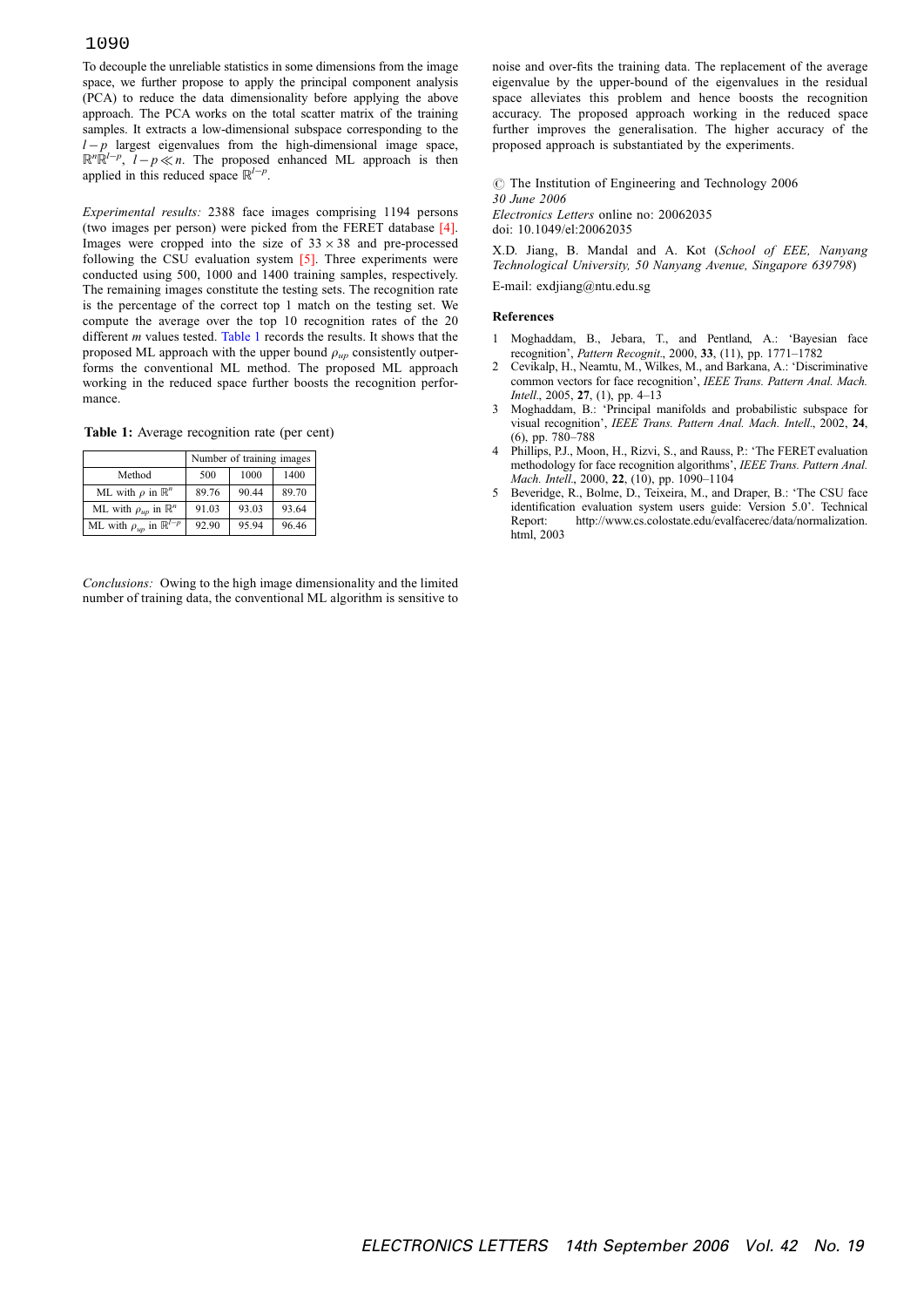To decouple the unreliable statistics in some dimensions from the image space, we further propose to apply the principal component analysis (PCA) to reduce the data dimensionality before applying the above approach. The PCA works on the total scatter matrix of the training samples. It extracts a low-dimensional subspace corresponding to the $l-p$ largest eigenvalues from the high-dimensional image space, $\mathbb{R}^n\mathbb{R}^{l-p}$, $l-p \ll n$. The proposed enhanced ML approach is then applied in this reduced space $\mathbb{R}^{l-p}$.

*Experimental results:* 2388 face images comprising 1194 persons (two images per person) were picked from the FERET database [4]. Images were cropped into the size of $33 \times 38$ and pre-processed following the CSU evaluation system [5]. Three experiments were conducted using 500, 1000 and 1400 training samples, respectively. The remaining images constitute the testing sets. The recognition rate is the percentage of the correct top 1 match on the testing set. We compute the average over the top 10 recognition rates of the 20 different $m$ values tested. Table 1 records the results. It shows that the proposed ML approach with the upper bound $\rho_{up}$ consistently outperforms the conventional ML method. The proposed ML approach working in the reduced space further boosts the recognition performance.

**Table 1:** Average recognition rate (per cent)

| | Number of training images | | |
|---|---|---|---|
| Method | 500 | 1000 | 1400 |
| ML with $\rho$ in $\mathbb{R}^n$ | 89.76 | 90.44 | 89.70 |
| ML with $\rho_{up}$ in $\mathbb{R}^n$ | 91.03 | 93.03 | 93.64 |
| ML with $\rho_{up}$ in $\mathbb{R}^{l-p}$ | 92.90 | 95.94 | 96.46 |

*Conclusions:* Owing to the high image dimensionality and the limited number of training data, the conventional ML algorithm is sensitive to noise and over-fits the training data. The replacement of the average eigenvalue by the upper-bound of the eigenvalues in the residual space alleviates this problem and hence boosts the recognition accuracy. The proposed approach working in the reduced space further improves the generalisation. The higher accuracy of the proposed approach is substantiated by the experiments.

© The Institution of Engineering and Technology 2006
*30 June 2006*
*Electronics Letters* online no: 20062035
doi: 10.1049/el:20062035

X.D. Jiang, B. Mandal and A. Kot (*School of EEE, Nanyang Technological University, 50 Nanyang Avenue, Singapore 639798*)

E-mail: exdjiang@ntu.edu.sg

## References

1. Moghaddam, B., Jebara, T., and Pentland, A.: 'Bayesian face recognition', *Pattern Recognit.*, 2000, **33**, (11), pp. 1771–1782
2. Cevikalp, H., Neamtu, M., Wilkes, M., and Barkana, A.: 'Discriminative common vectors for face recognition', *IEEE Trans. Pattern Anal. Mach. Intell.*, 2005, **27**, (1), pp. 4–13
3. Moghaddam, B.: 'Principal manifolds and probabilistic subspace for visual recognition', *IEEE Trans. Pattern Anal. Mach. Intell.*, 2002, **24**, (6), pp. 780–788
4. Phillips, P.J., Moon, H., Rizvi, S., and Rauss, P.: 'The FERET evaluation methodology for face recognition algorithms', *IEEE Trans. Pattern Anal. Mach. Intell.*, 2000, **22**, (10), pp. 1090–1104
5. Beveridge, R., Bolme, D., Teixeira, M., and Draper, B.: 'The CSU face identification evaluation system users guide: Version 5.0'. Technical Report: http://www.cs.colostate.edu/evalfacerec/data/normalization.html, 2003